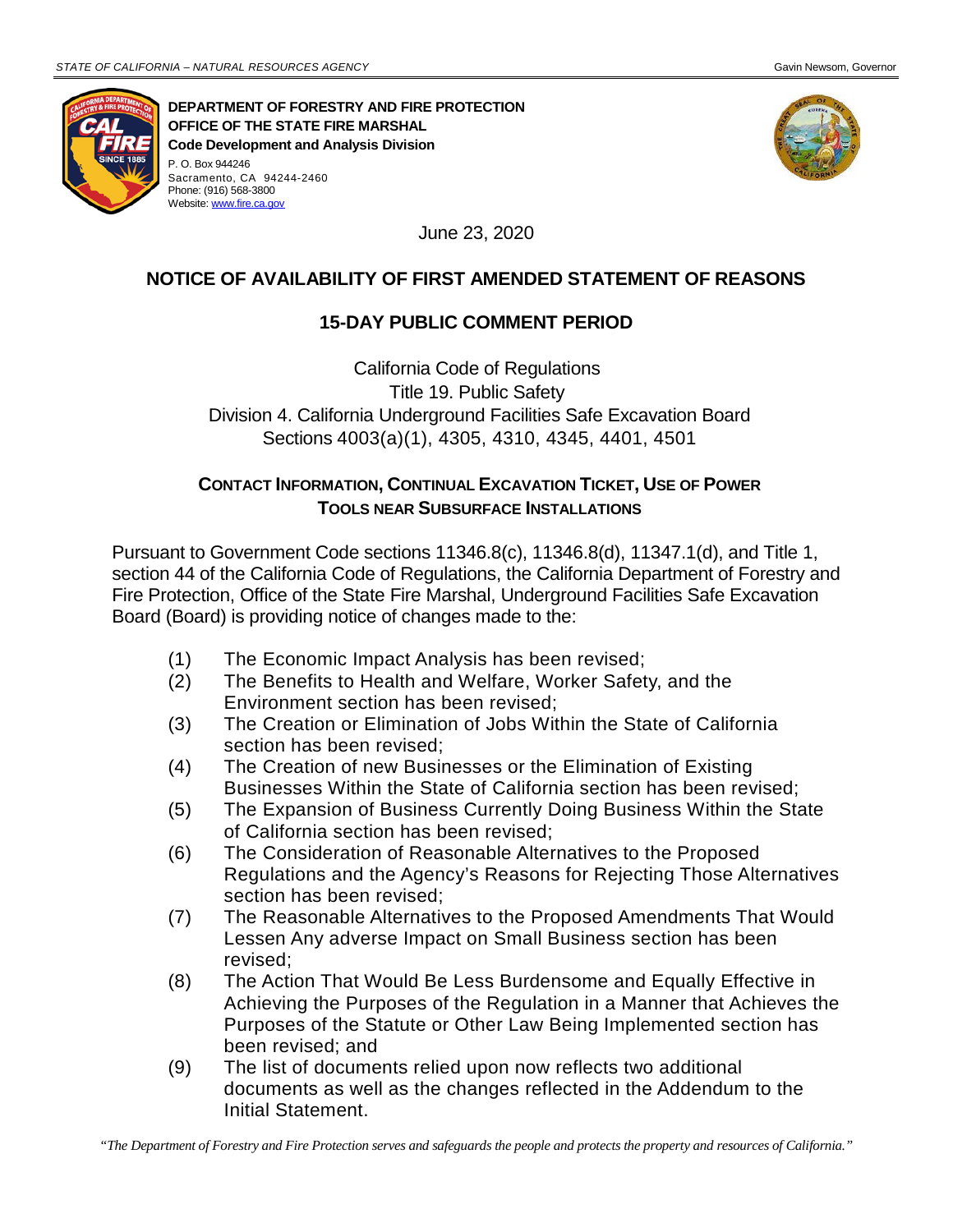DEPARTMENT OF FORESTRY AND FIRE PROTECTION
OFFICE OF THE STATE FIRE MARSHAL
**Code Development and Analysis Division**
P. O. Box 944246
Sacramento, CA 94244-2460
Phone: (916) 568-3800
Website: www.fire.ca.gov

June 23, 2020

## NOTICE OF AVAILABILITY OF FIRST AMENDED STATEMENT OF REASONS

## 15-DAY PUBLIC COMMENT PERIOD

California Code of Regulations
Title 19. Public Safety
Division 4. California Underground Facilities Safe Excavation Board
Sections 4003(a)(1), 4305, 4310, 4345, 4401, 4501

### CONTACT INFORMATION, CONTINUAL EXCAVATION TICKET, USE OF POWER TOOLS NEAR SUBSURFACE INSTALLATIONS

Pursuant to Government Code sections 11346.8(c), 11346.8(d), 11347.1(d), and Title 1, section 44 of the California Code of Regulations, the California Department of Forestry and Fire Protection, Office of the State Fire Marshal, Underground Facilities Safe Excavation Board (Board) is providing notice of changes made to the:

(1) The Economic Impact Analysis has been revised;
(2) The Benefits to Health and Welfare, Worker Safety, and the Environment section has been revised;
(3) The Creation or Elimination of Jobs Within the State of California section has been revised;
(4) The Creation of new Businesses or the Elimination of Existing Businesses Within the State of California section has been revised;
(5) The Expansion of Business Currently Doing Business Within the State of California section has been revised;
(6) The Consideration of Reasonable Alternatives to the Proposed Regulations and the Agency's Reasons for Rejecting Those Alternatives section has been revised;
(7) The Reasonable Alternatives to the Proposed Amendments That Would Lessen Any adverse Impact on Small Business section has been revised;
(8) The Action That Would Be Less Burdensome and Equally Effective in Achieving the Purposes of the Regulation in a Manner that Achieves the Purposes of the Statute or Other Law Being Implemented section has been revised; and
(9) The list of documents relied upon now reflects two additional documents as well as the changes reflected in the Addendum to the Initial Statement.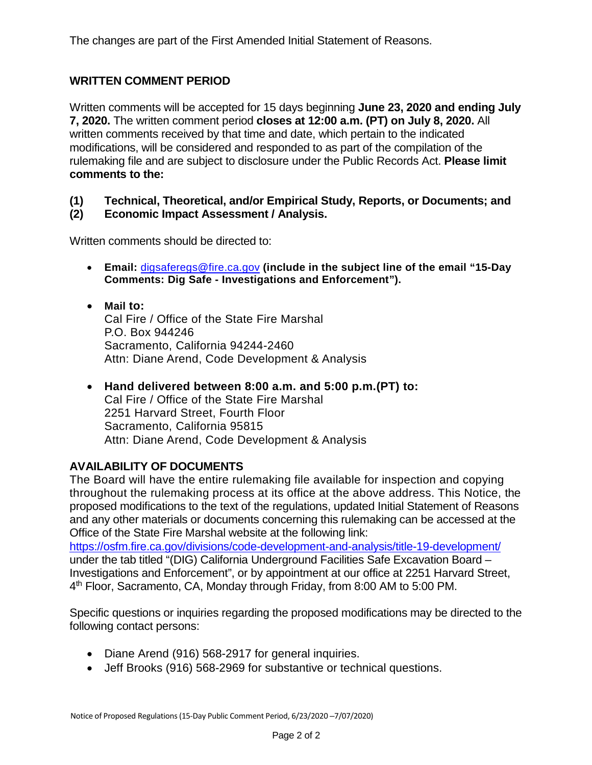The changes are part of the First Amended Initial Statement of Reasons.

## WRITTEN COMMENT PERIOD

Written comments will be accepted for 15 days beginning **June 23, 2020 and ending July 7, 2020.** The written comment period **closes at 12:00 a.m. (PT) on July 8, 2020.** All written comments received by that time and date, which pertain to the indicated modifications, will be considered and responded to as part of the compilation of the rulemaking file and are subject to disclosure under the Public Records Act. **Please limit comments to the:**

**(1) Technical, Theoretical, and/or Empirical Study, Reports, or Documents; and**
**(2) Economic Impact Assessment / Analysis.**

Written comments should be directed to:

- **Email:** digsaferegs@fire.ca.gov **(include in the subject line of the email "15-Day Comments: Dig Safe - Investigations and Enforcement").**

- **Mail to:**
  Cal Fire / Office of the State Fire Marshal
  P.O. Box 944246
  Sacramento, California 94244-2460
  Attn: Diane Arend, Code Development & Analysis

- **Hand delivered between 8:00 a.m. and 5:00 p.m.(PT) to:**
  Cal Fire / Office of the State Fire Marshal
  2251 Harvard Street, Fourth Floor
  Sacramento, California 95815
  Attn: Diane Arend, Code Development & Analysis

## AVAILABILITY OF DOCUMENTS

The Board will have the entire rulemaking file available for inspection and copying throughout the rulemaking process at its office at the above address. This Notice, the proposed modifications to the text of the regulations, updated Initial Statement of Reasons and any other materials or documents concerning this rulemaking can be accessed at the Office of the State Fire Marshal website at the following link: https://osfm.fire.ca.gov/divisions/code-development-and-analysis/title-19-development/ under the tab titled "(DIG) California Underground Facilities Safe Excavation Board – Investigations and Enforcement", or by appointment at our office at 2251 Harvard Street, 4th Floor, Sacramento, CA, Monday through Friday, from 8:00 AM to 5:00 PM.

Specific questions or inquiries regarding the proposed modifications may be directed to the following contact persons:

- Diane Arend (916) 568-2917 for general inquiries.
- Jeff Brooks (916) 568-2969 for substantive or technical questions.

Notice of Proposed Regulations (15-Day Public Comment Period, 6/23/2020 –7/07/2020)